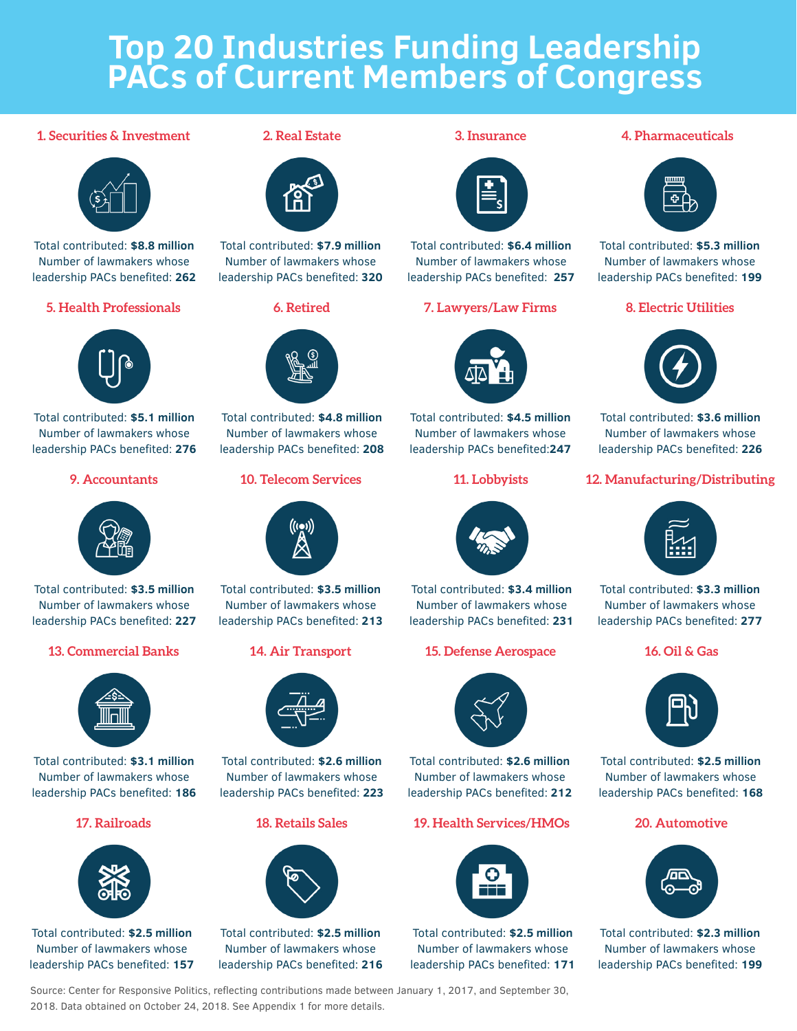# Top 20 Industries Funding Leadership PACs of Current Members of Congress

### 1. Securities & Investment

Total contributed: **$8.8 million**
Number of lawmakers whose leadership PACs benefited: **262**

### 2. Real Estate

Total contributed: **$7.9 million**
Number of lawmakers whose leadership PACs benefited: **320**

### 3. Insurance

Total contributed: **$6.4 million**
Number of lawmakers whose leadership PACs benefited: **257**

### 4. Pharmaceuticals

Total contributed: **$5.3 million**
Number of lawmakers whose leadership PACs benefited: **199**

### 5. Health Professionals

Total contributed: **$5.1 million**
Number of lawmakers whose leadership PACs benefited: **276**

### 6. Retired

Total contributed: **$4.8 million**
Number of lawmakers whose leadership PACs benefited: **208**

### 7. Lawyers/Law Firms

Total contributed: **$4.5 million**
Number of lawmakers whose leadership PACs benefited:**247**

### 8. Electric Utilities

Total contributed: **$3.6 million**
Number of lawmakers whose leadership PACs benefited: **226**

### 9. Accountants

Total contributed: **$3.5 million**
Number of lawmakers whose leadership PACs benefited: **227**

### 10. Telecom Services

Total contributed: **$3.5 million**
Number of lawmakers whose leadership PACs benefited: **213**

### 11. Lobbyists

Total contributed: **$3.4 million**
Number of lawmakers whose leadership PACs benefited: **231**

### 12. Manufacturing/Distributing

Total contributed: **$3.3 million**
Number of lawmakers whose leadership PACs benefited: **277**

### 13. Commercial Banks

Total contributed: **$3.1 million**
Number of lawmakers whose leadership PACs benefited: **186**

### 14. Air Transport

Total contributed: **$2.6 million**
Number of lawmakers whose leadership PACs benefited: **223**

### 15. Defense Aerospace

Total contributed: **$2.6 million**
Number of lawmakers whose leadership PACs benefited: **212**

### 16. Oil & Gas

Total contributed: **$2.5 million**
Number of lawmakers whose leadership PACs benefited: **168**

### 17. Railroads

Total contributed: **$2.5 million**
Number of lawmakers whose leadership PACs benefited: **157**

### 18. Retails Sales

Total contributed: **$2.5 million**
Number of lawmakers whose leadership PACs benefited: **216**

### 19. Health Services/HMOs

Total contributed: **$2.5 million**
Number of lawmakers whose leadership PACs benefited: **171**

### 20. Automotive

Total contributed: **$2.3 million**
Number of lawmakers whose leadership PACs benefited: **199**

Source: Center for Responsive Politics, reflecting contributions made between January 1, 2017, and September 30, 2018. Data obtained on October 24, 2018. See Appendix 1 for more details.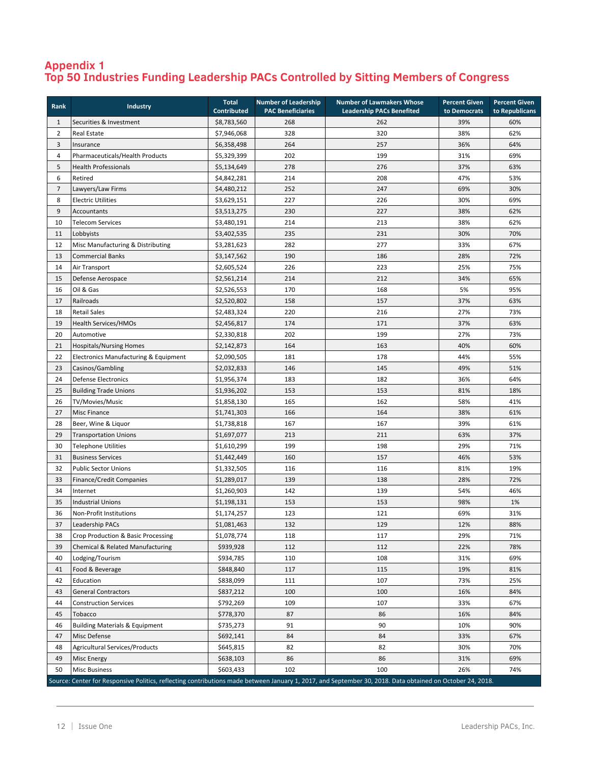## Appendix 1
## Top 50 Industries Funding Leadership PACs Controlled by Sitting Members of Congress

| Rank | Industry | Total Contributed | Number of Leadership PAC Beneficiaries | Number of Lawmakers Whose Leadership PACs Benefited | Percent Given to Democrats | Percent Given to Republicans |
|---|---|---|---|---|---|---|
| 1 | Securities & Investment | $8,783,560 | 268 | 262 | 39% | 60% |
| 2 | Real Estate | $7,946,068 | 328 | 320 | 38% | 62% |
| 3 | Insurance | $6,358,498 | 264 | 257 | 36% | 64% |
| 4 | Pharmaceuticals/Health Products | $5,329,399 | 202 | 199 | 31% | 69% |
| 5 | Health Professionals | $5,134,649 | 278 | 276 | 37% | 63% |
| 6 | Retired | $4,842,281 | 214 | 208 | 47% | 53% |
| 7 | Lawyers/Law Firms | $4,480,212 | 252 | 247 | 69% | 30% |
| 8 | Electric Utilities | $3,629,151 | 227 | 226 | 30% | 69% |
| 9 | Accountants | $3,513,275 | 230 | 227 | 38% | 62% |
| 10 | Telecom Services | $3,480,191 | 214 | 213 | 38% | 62% |
| 11 | Lobbyists | $3,402,535 | 235 | 231 | 30% | 70% |
| 12 | Misc Manufacturing & Distributing | $3,281,623 | 282 | 277 | 33% | 67% |
| 13 | Commercial Banks | $3,147,562 | 190 | 186 | 28% | 72% |
| 14 | Air Transport | $2,605,524 | 226 | 223 | 25% | 75% |
| 15 | Defense Aerospace | $2,561,214 | 214 | 212 | 34% | 65% |
| 16 | Oil & Gas | $2,526,553 | 170 | 168 | 5% | 95% |
| 17 | Railroads | $2,520,802 | 158 | 157 | 37% | 63% |
| 18 | Retail Sales | $2,483,324 | 220 | 216 | 27% | 73% |
| 19 | Health Services/HMOs | $2,456,817 | 174 | 171 | 37% | 63% |
| 20 | Automotive | $2,330,818 | 202 | 199 | 27% | 73% |
| 21 | Hospitals/Nursing Homes | $2,142,873 | 164 | 163 | 40% | 60% |
| 22 | Electronics Manufacturing & Equipment | $2,090,505 | 181 | 178 | 44% | 55% |
| 23 | Casinos/Gambling | $2,032,833 | 146 | 145 | 49% | 51% |
| 24 | Defense Electronics | $1,956,374 | 183 | 182 | 36% | 64% |
| 25 | Building Trade Unions | $1,936,202 | 153 | 153 | 81% | 18% |
| 26 | TV/Movies/Music | $1,858,130 | 165 | 162 | 58% | 41% |
| 27 | Misc Finance | $1,741,303 | 166 | 164 | 38% | 61% |
| 28 | Beer, Wine & Liquor | $1,738,818 | 167 | 167 | 39% | 61% |
| 29 | Transportation Unions | $1,697,077 | 213 | 211 | 63% | 37% |
| 30 | Telephone Utilities | $1,610,299 | 199 | 198 | 29% | 71% |
| 31 | Business Services | $1,442,449 | 160 | 157 | 46% | 53% |
| 32 | Public Sector Unions | $1,332,505 | 116 | 116 | 81% | 19% |
| 33 | Finance/Credit Companies | $1,289,017 | 139 | 138 | 28% | 72% |
| 34 | Internet | $1,260,903 | 142 | 139 | 54% | 46% |
| 35 | Industrial Unions | $1,198,131 | 153 | 153 | 98% | 1% |
| 36 | Non-Profit Institutions | $1,174,257 | 123 | 121 | 69% | 31% |
| 37 | Leadership PACs | $1,081,463 | 132 | 129 | 12% | 88% |
| 38 | Crop Production & Basic Processing | $1,078,774 | 118 | 117 | 29% | 71% |
| 39 | Chemical & Related Manufacturing | $939,928 | 112 | 112 | 22% | 78% |
| 40 | Lodging/Tourism | $934,785 | 110 | 108 | 31% | 69% |
| 41 | Food & Beverage | $848,840 | 117 | 115 | 19% | 81% |
| 42 | Education | $838,099 | 111 | 107 | 73% | 25% |
| 43 | General Contractors | $837,212 | 100 | 100 | 16% | 84% |
| 44 | Construction Services | $792,269 | 109 | 107 | 33% | 67% |
| 45 | Tobacco | $778,370 | 87 | 86 | 16% | 84% |
| 46 | Building Materials & Equipment | $735,273 | 91 | 90 | 10% | 90% |
| 47 | Misc Defense | $692,141 | 84 | 84 | 33% | 67% |
| 48 | Agricultural Services/Products | $645,815 | 82 | 82 | 30% | 70% |
| 49 | Misc Energy | $638,103 | 86 | 86 | 31% | 69% |
| 50 | Misc Business | $603,433 | 102 | 100 | 26% | 74% |

Source: Center for Responsive Politics, reflecting contributions made between January 1, 2017, and September 30, 2018. Data obtained on October 24, 2018.